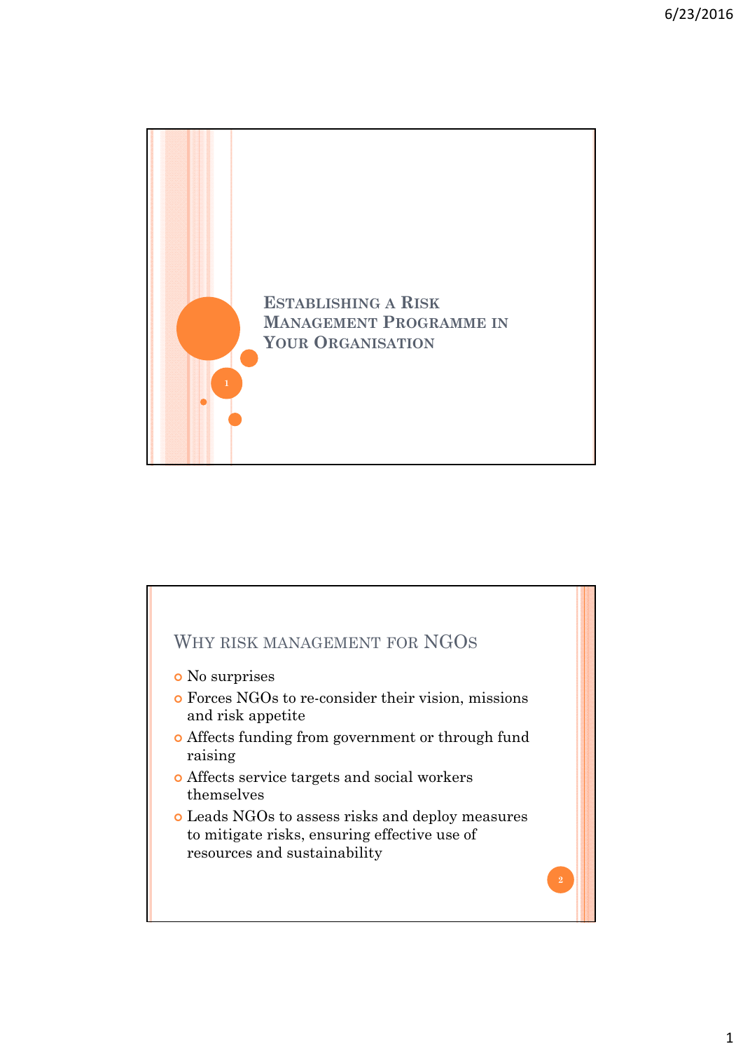# Establishing a Risk Management Programme in Your Organisation

## Why risk management for NGOs

- No surprises
- Forces NGOs to re-consider their vision, missions and risk appetite
- Affects funding from government or through fund raising
- Affects service targets and social workers themselves
- Leads NGOs to assess risks and deploy measures to mitigate risks, ensuring effective use of resources and sustainability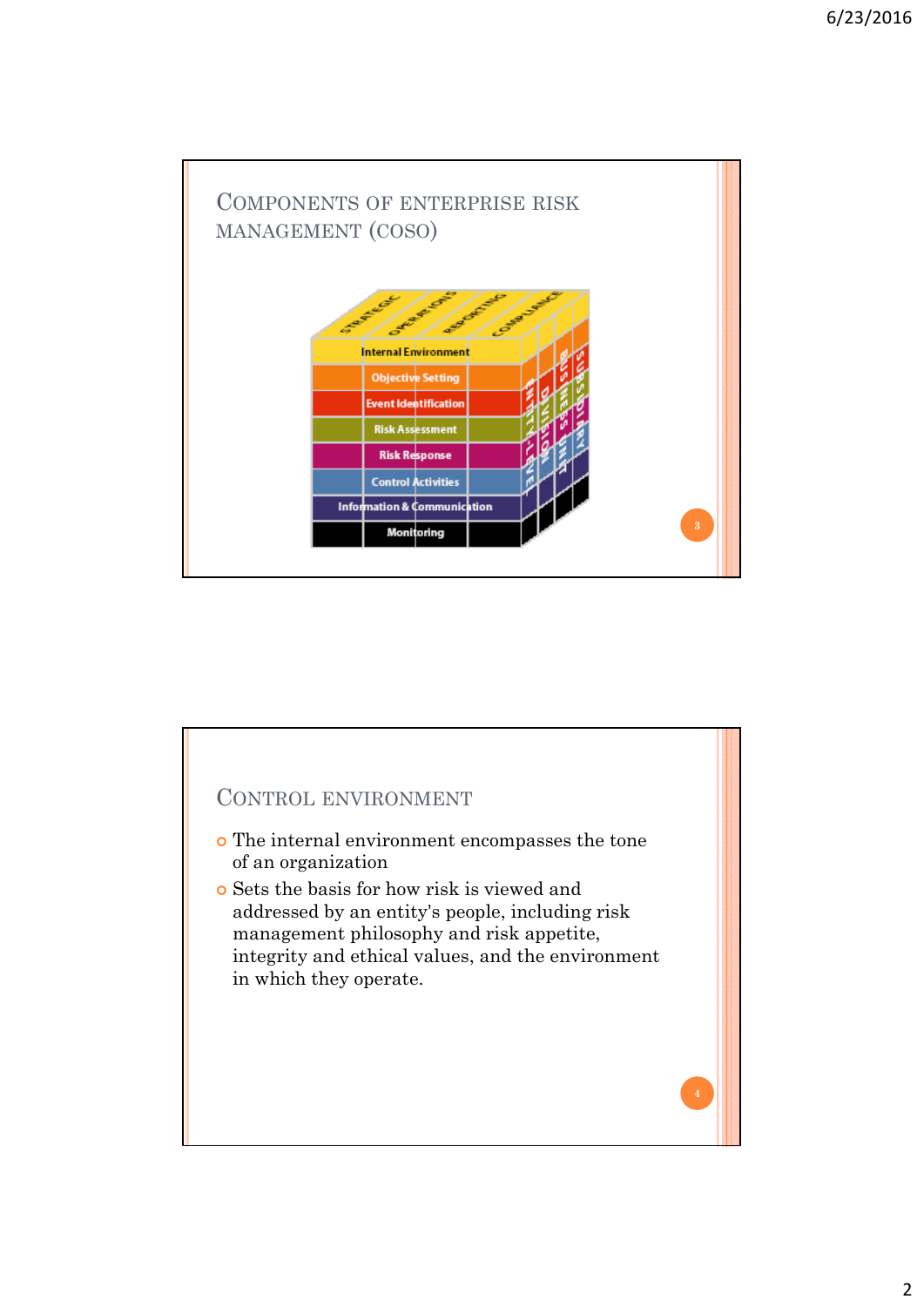## Components of Enterprise Risk Management (COSO)

STRATEGIC | OPERATIONS | REPORTING | COMPLIANCE

- Internal Environment
- Objective Setting
- Event Identification
- Risk Assessment
- Risk Response
- Control Activities
- Information & Communication
- Monitoring

ENTITY-LEVEL | DIVISION | BUSINESS UNIT | SUBSIDIARY

## Control Environment

- The internal environment encompasses the tone of an organization
- Sets the basis for how risk is viewed and addressed by an entity's people, including risk management philosophy and risk appetite, integrity and ethical values, and the environment in which they operate.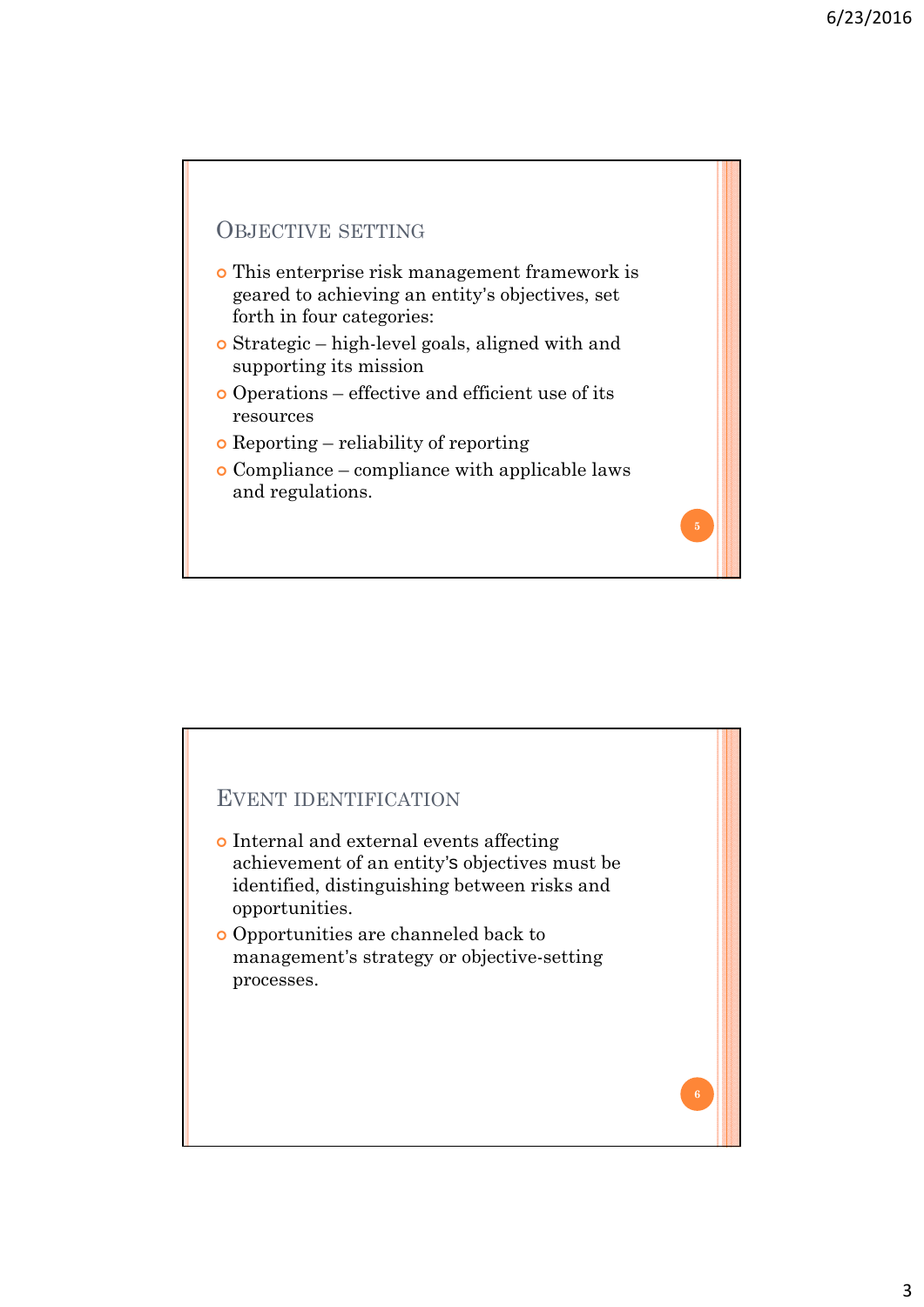## Objective setting

- This enterprise risk management framework is geared to achieving an entity's objectives, set forth in four categories:
- Strategic – high-level goals, aligned with and supporting its mission
- Operations – effective and efficient use of its resources
- Reporting – reliability of reporting
- Compliance – compliance with applicable laws and regulations.

## Event identification

- Internal and external events affecting achievement of an entity's objectives must be identified, distinguishing between risks and opportunities.
- Opportunities are channeled back to management's strategy or objective-setting processes.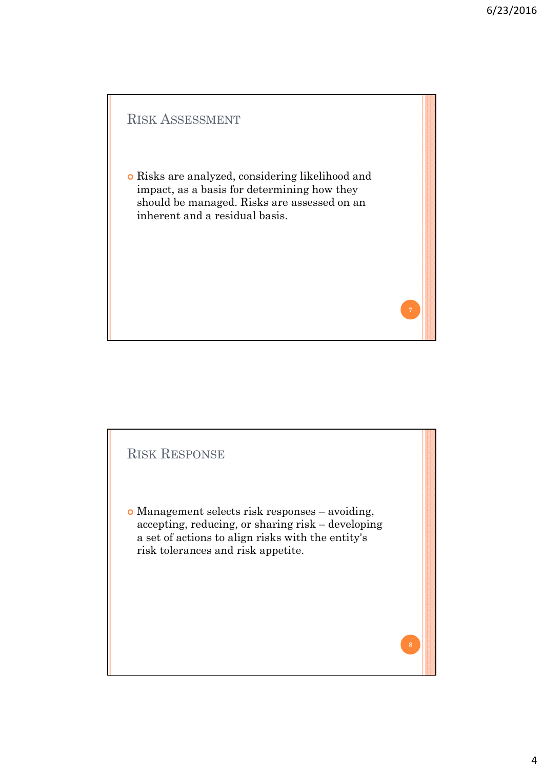## Risk Assessment

- Risks are analyzed, considering likelihood and impact, as a basis for determining how they should be managed. Risks are assessed on an inherent and a residual basis.

## Risk Response

- Management selects risk responses – avoiding, accepting, reducing, or sharing risk – developing a set of actions to align risks with the entity's risk tolerances and risk appetite.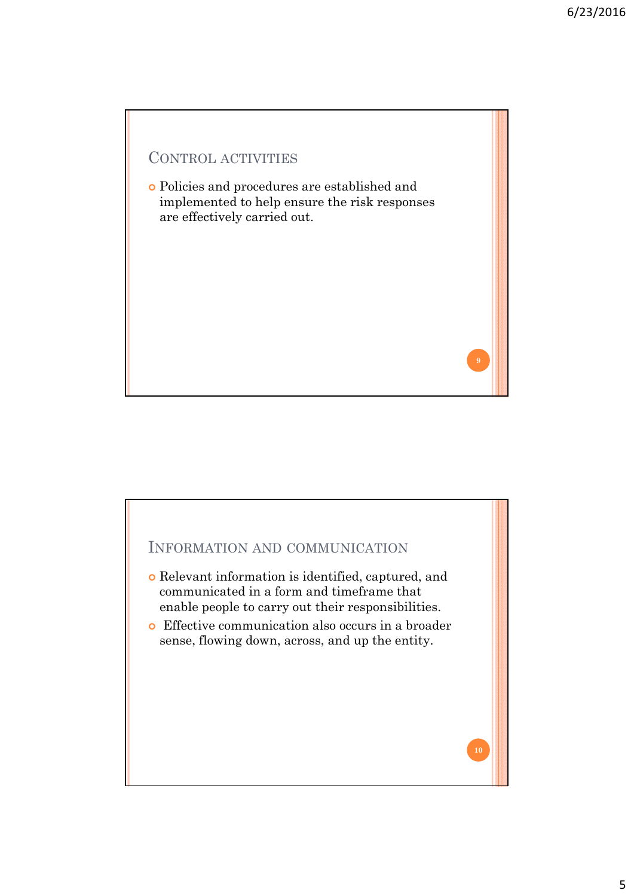## Control activities

- Policies and procedures are established and implemented to help ensure the risk responses are effectively carried out.

## Information and communication

- Relevant information is identified, captured, and communicated in a form and timeframe that enable people to carry out their responsibilities.
- Effective communication also occurs in a broader sense, flowing down, across, and up the entity.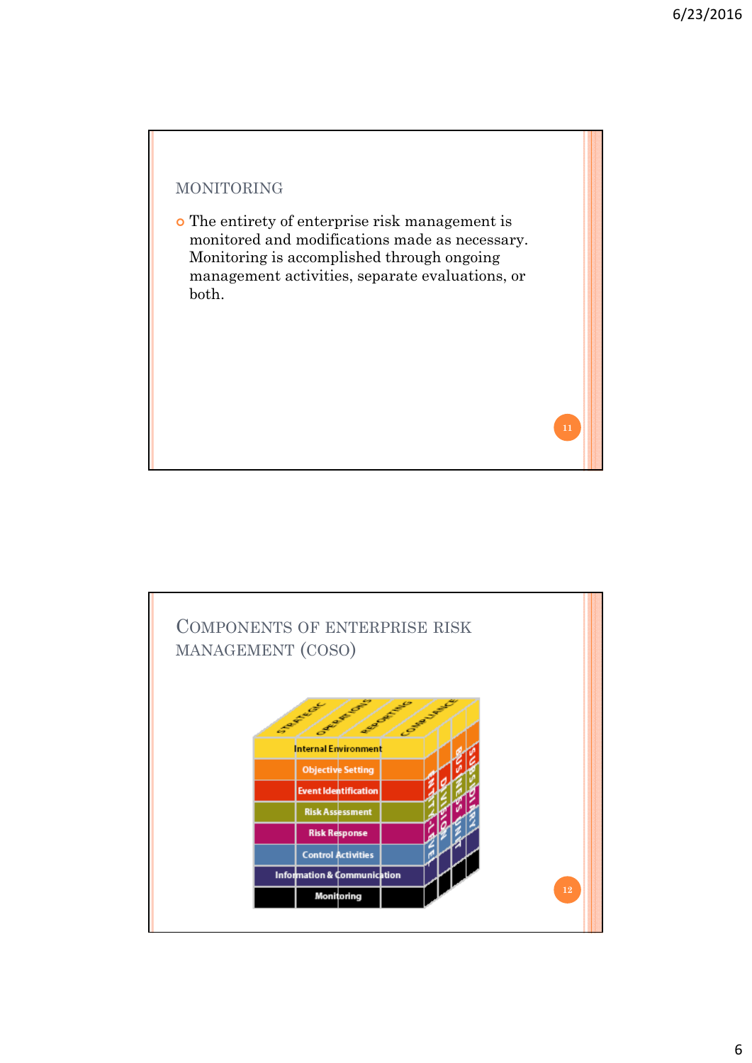## MONITORING

- The entirety of enterprise risk management is monitored and modifications made as necessary. Monitoring is accomplished through ongoing management activities, separate evaluations, or both.

## COMPONENTS OF ENTERPRISE RISK MANAGEMENT (COSO)

STRATEGIC | OPERATIONS | REPORTING | COMPLIANCE

- Internal Environment
- Objective Setting
- Event Identification
- Risk Assessment
- Risk Response
- Control Activities
- Information & Communication
- Monitoring

ENTITY-LEVEL | DIVISION | BUSINESS UNIT | SUBSIDIARY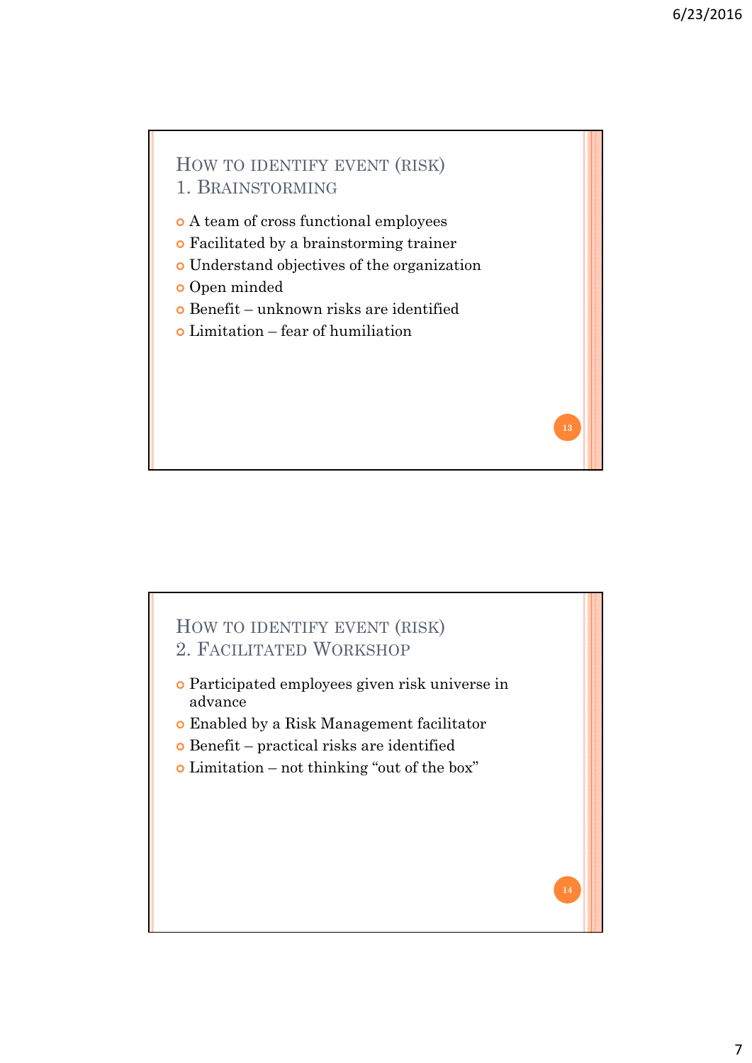## How to identify event (risk) 1. Brainstorming

- A team of cross functional employees
- Facilitated by a brainstorming trainer
- Understand objectives of the organization
- Open minded
- Benefit – unknown risks are identified
- Limitation – fear of humiliation

## How to identify event (risk) 2. Facilitated Workshop

- Participated employees given risk universe in advance
- Enabled by a Risk Management facilitator
- Benefit – practical risks are identified
- Limitation – not thinking "out of the box"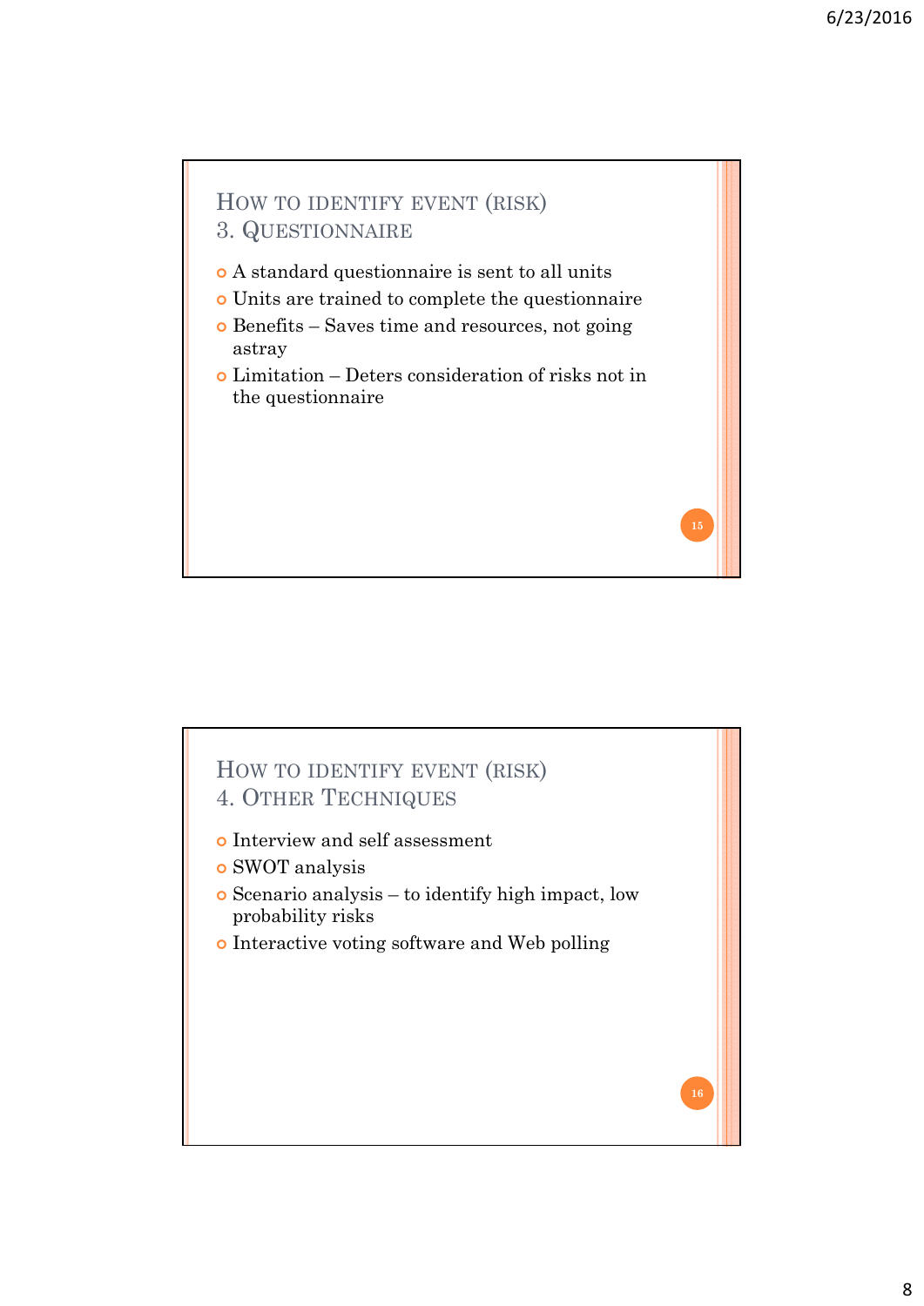## How to identify event (risk)
## 3. Questionnaire

- A standard questionnaire is sent to all units
- Units are trained to complete the questionnaire
- Benefits – Saves time and resources, not going astray
- Limitation – Deters consideration of risks not in the questionnaire

## How to identify event (risk)
## 4. Other Techniques

- Interview and self assessment
- SWOT analysis
- Scenario analysis – to identify high impact, low probability risks
- Interactive voting software and Web polling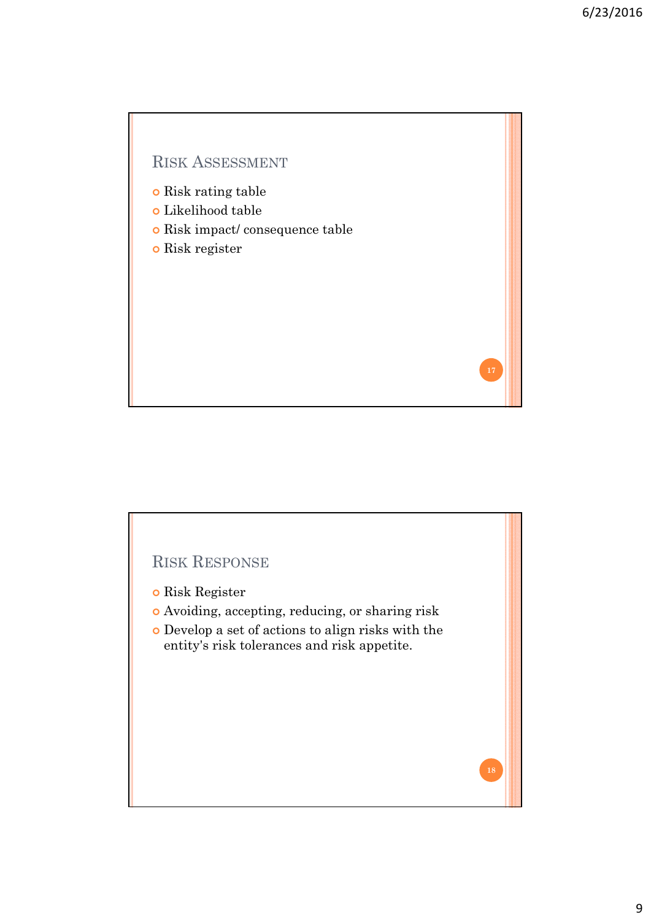## Risk Assessment

- Risk rating table
- Likelihood table
- Risk impact/ consequence table
- Risk register

## Risk Response

- Risk Register
- Avoiding, accepting, reducing, or sharing risk
- Develop a set of actions to align risks with the entity's risk tolerances and risk appetite.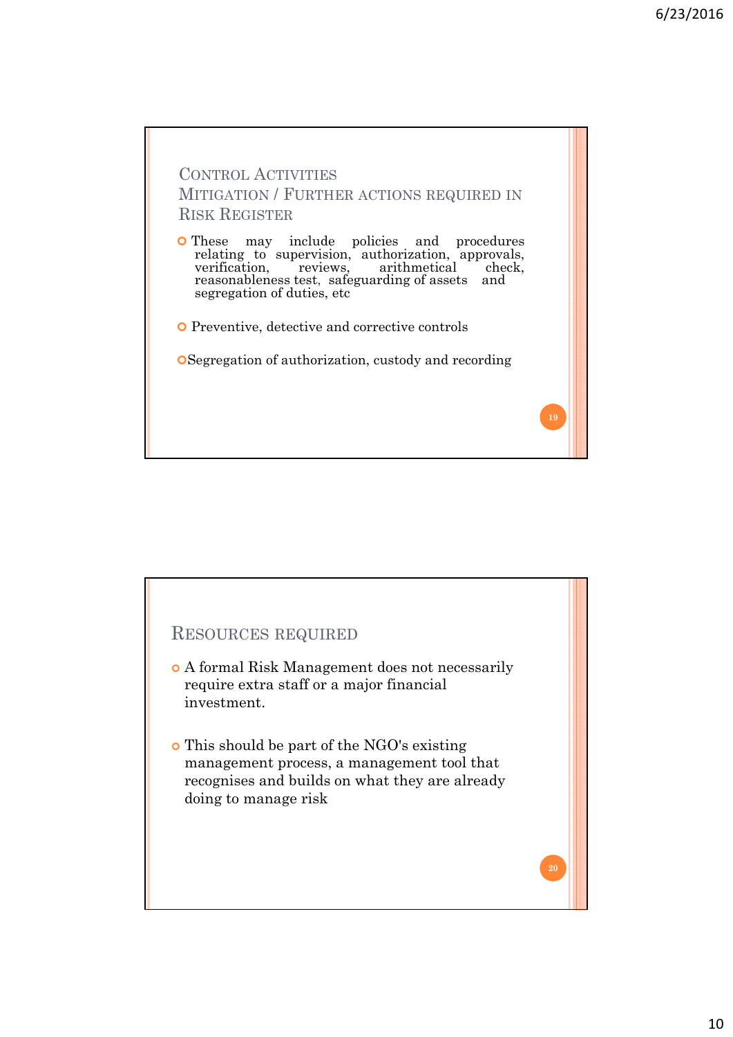## Control Activities
## Mitigation / Further actions required in Risk Register

- These may include policies and procedures relating to supervision, authorization, approvals, verification, reviews, arithmetical check, reasonableness test, safeguarding of assets and segregation of duties, etc
- Preventive, detective and corrective controls
- Segregation of authorization, custody and recording

## Resources required

- A formal Risk Management does not necessarily require extra staff or a major financial investment.
- This should be part of the NGO's existing management process, a management tool that recognises and builds on what they are already doing to manage risk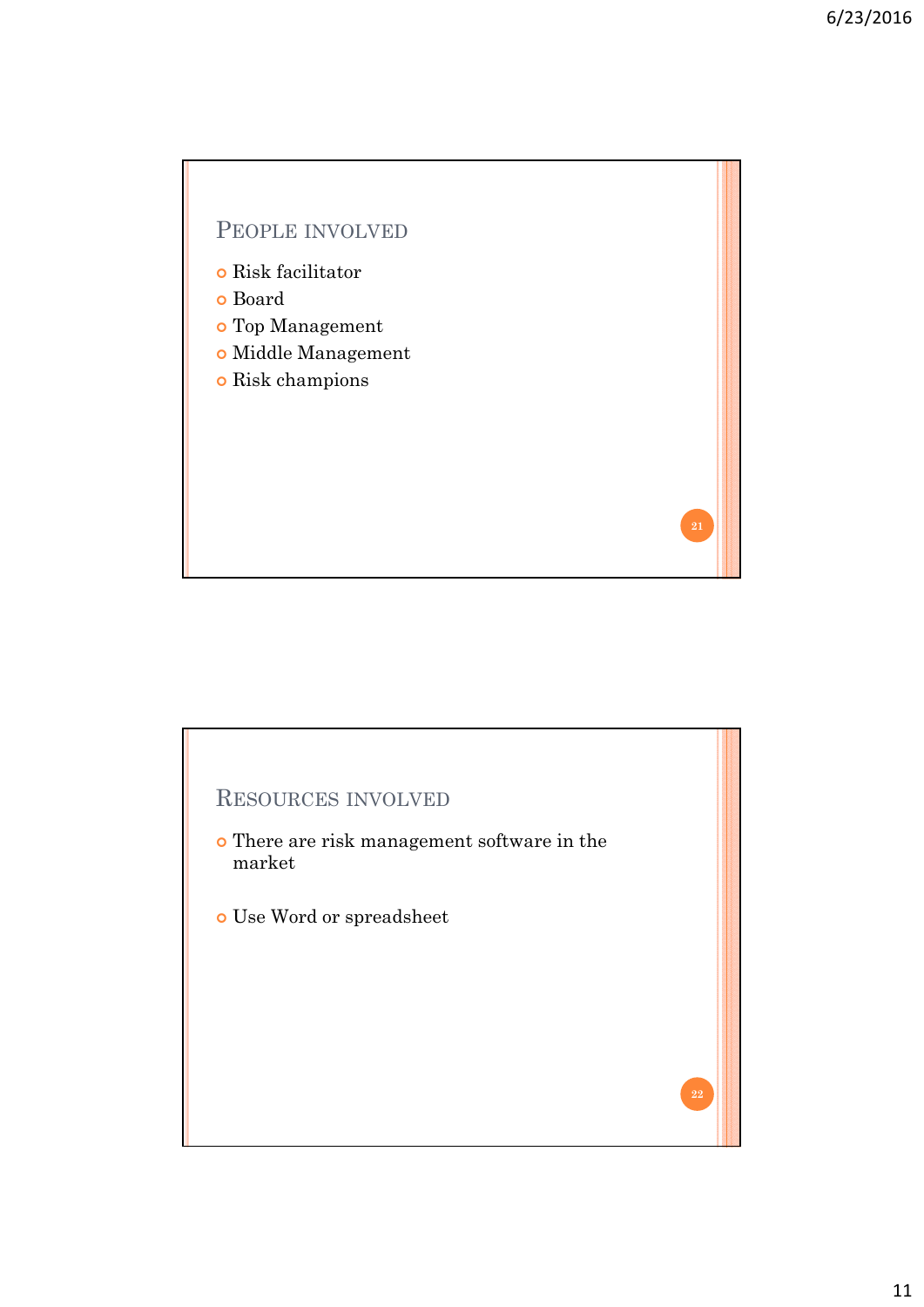## People involved

- Risk facilitator
- Board
- Top Management
- Middle Management
- Risk champions

## Resources involved

- There are risk management software in the market
- Use Word or spreadsheet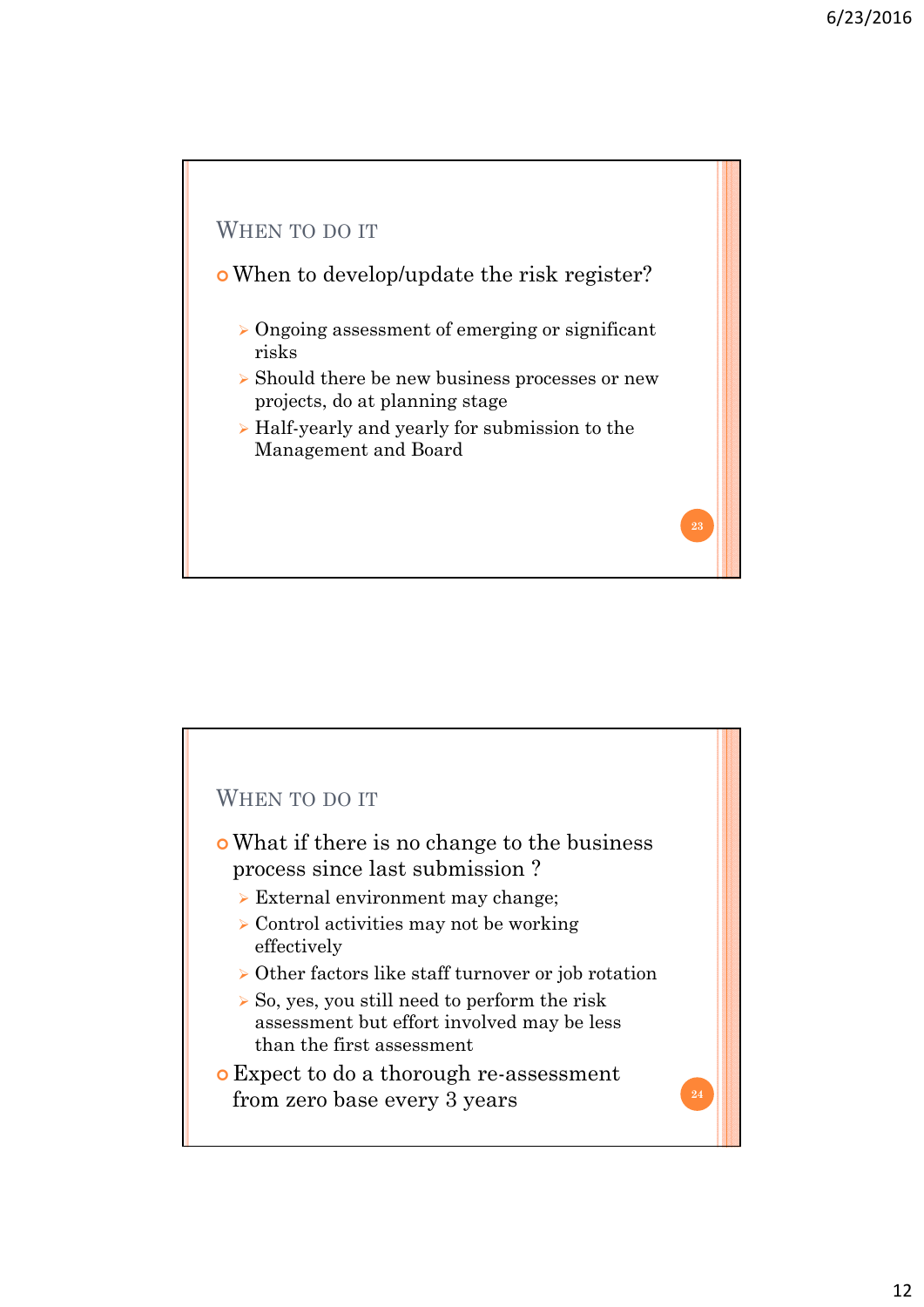## When to do it

- When to develop/update the risk register?
  - Ongoing assessment of emerging or significant risks
  - Should there be new business processes or new projects, do at planning stage
  - Half-yearly and yearly for submission to the Management and Board

## When to do it

- What if there is no change to the business process since last submission ?
  - External environment may change;
  - Control activities may not be working effectively
  - Other factors like staff turnover or job rotation
  - So, yes, you still need to perform the risk assessment but effort involved may be less than the first assessment
- Expect to do a thorough re-assessment from zero base every 3 years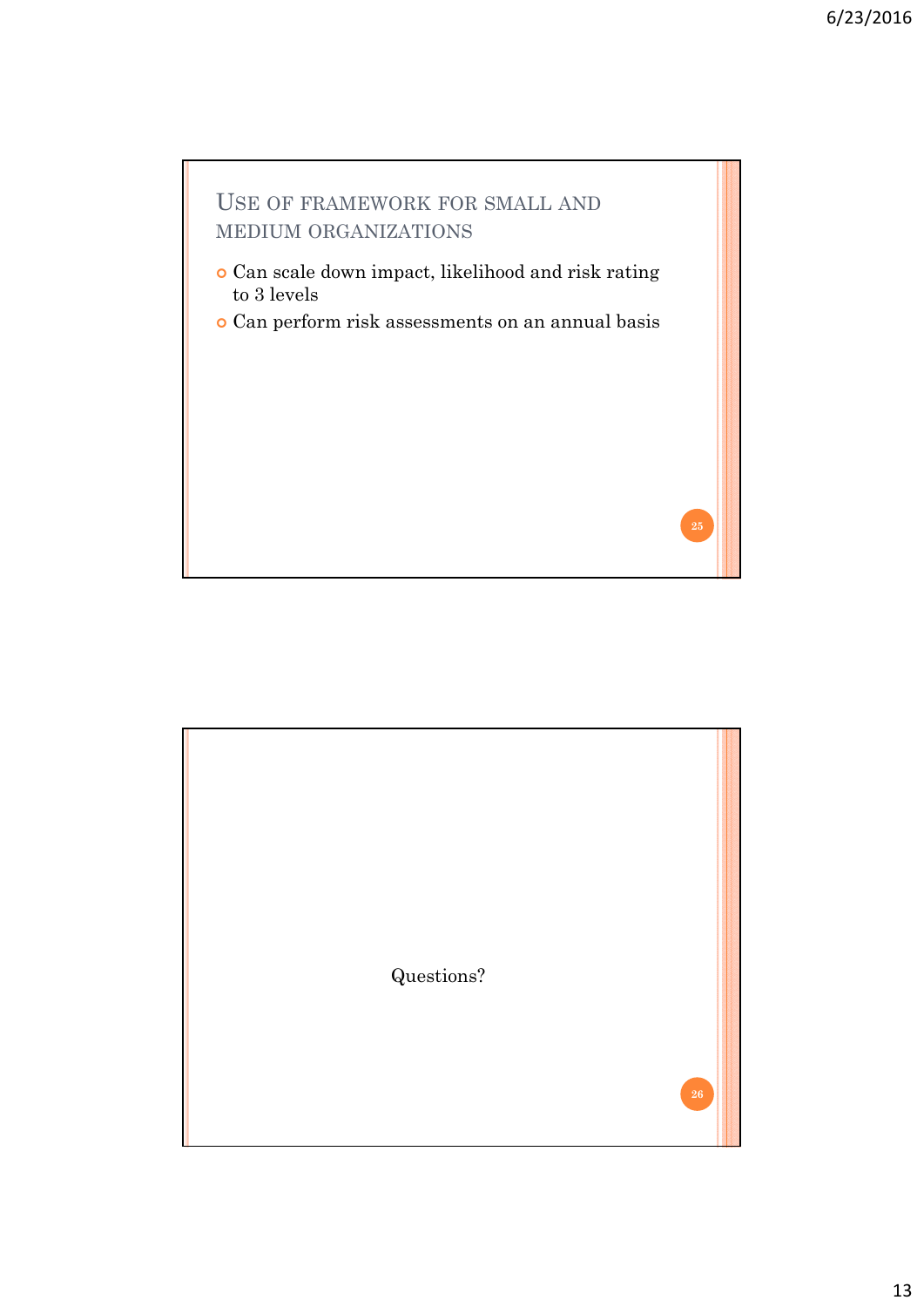## Use of framework for small and medium organizations

- Can scale down impact, likelihood and risk rating to 3 levels
- Can perform risk assessments on an annual basis

Questions?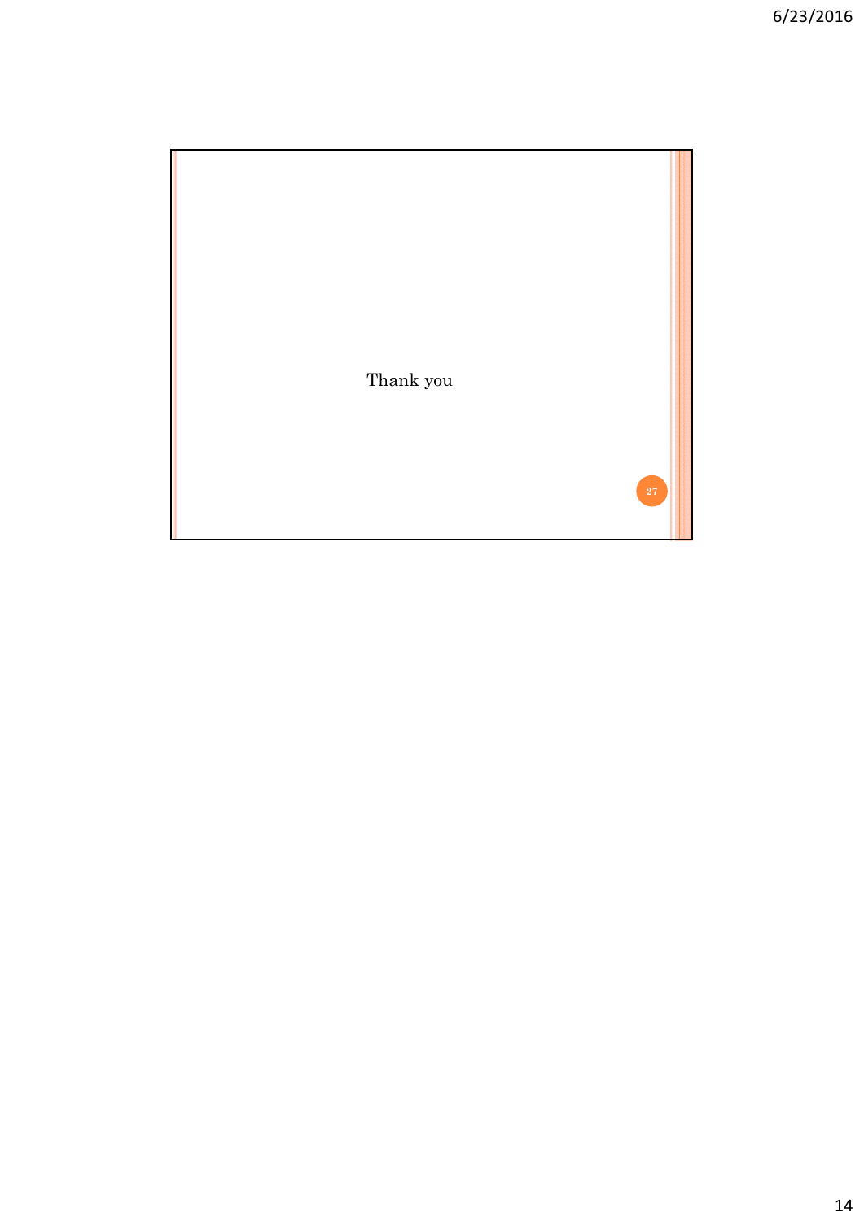Thank you